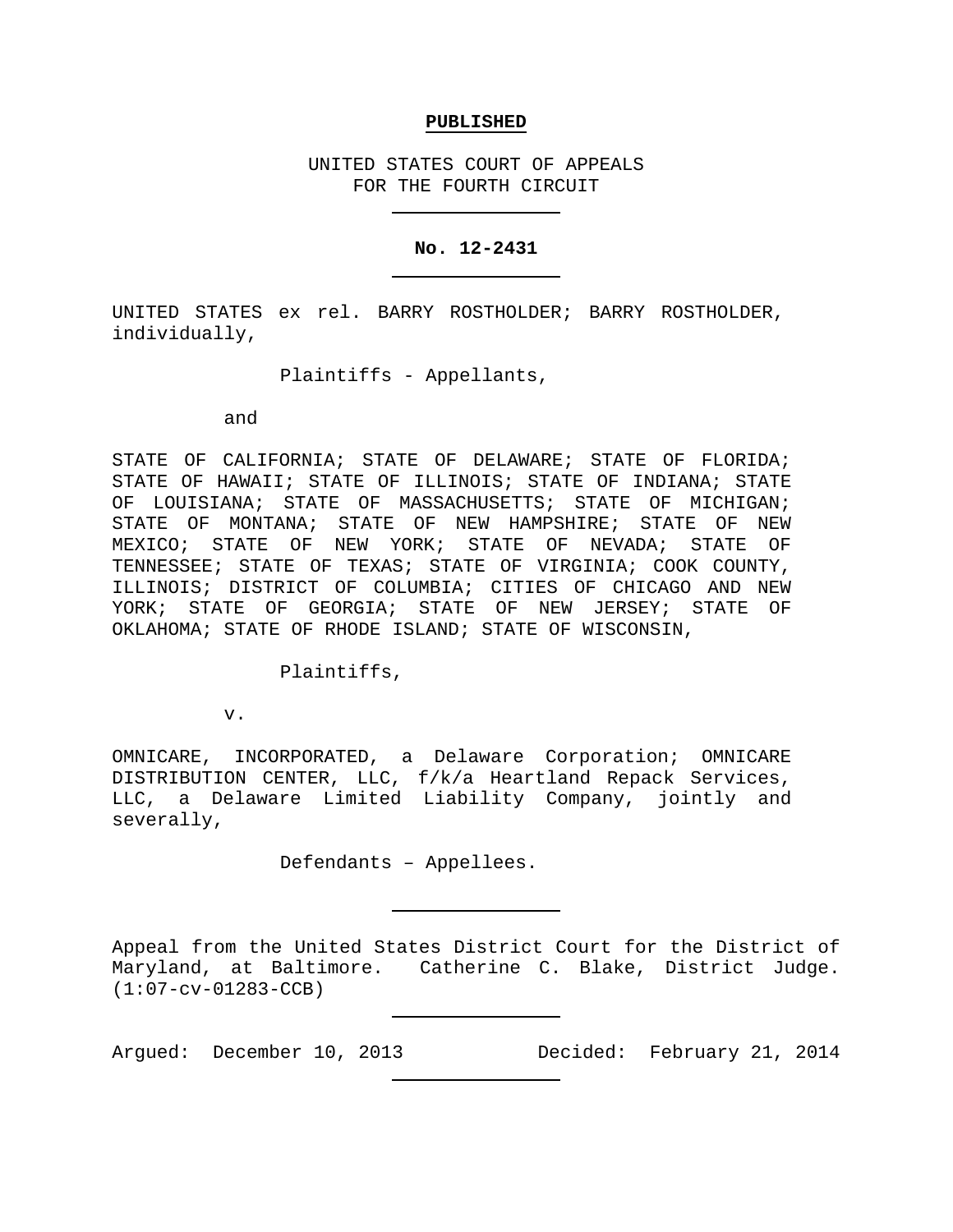**PUBLISHED**

UNITED STATES COURT OF APPEALS
FOR THE FOURTH CIRCUIT

---

**No. 12-2431**

---

UNITED STATES ex rel. BARRY ROSTHOLDER; BARRY ROSTHOLDER, individually,

Plaintiffs - Appellants,

and

STATE OF CALIFORNIA; STATE OF DELAWARE; STATE OF FLORIDA; STATE OF HAWAII; STATE OF ILLINOIS; STATE OF INDIANA; STATE OF LOUISIANA; STATE OF MASSACHUSETTS; STATE OF MICHIGAN; STATE OF MONTANA; STATE OF NEW HAMPSHIRE; STATE OF NEW MEXICO; STATE OF NEW YORK; STATE OF NEVADA; STATE OF TENNESSEE; STATE OF TEXAS; STATE OF VIRGINIA; COOK COUNTY, ILLINOIS; DISTRICT OF COLUMBIA; CITIES OF CHICAGO AND NEW YORK; STATE OF GEORGIA; STATE OF NEW JERSEY; STATE OF OKLAHOMA; STATE OF RHODE ISLAND; STATE OF WISCONSIN,

Plaintiffs,

v.

OMNICARE, INCORPORATED, a Delaware Corporation; OMNICARE DISTRIBUTION CENTER, LLC, f/k/a Heartland Repack Services, LLC, a Delaware Limited Liability Company, jointly and severally,

Defendants – Appellees.

---

Appeal from the United States District Court for the District of Maryland, at Baltimore. Catherine C. Blake, District Judge. (1:07-cv-01283-CCB)

---

Argued: December 10, 2013 Decided: February 21, 2014

---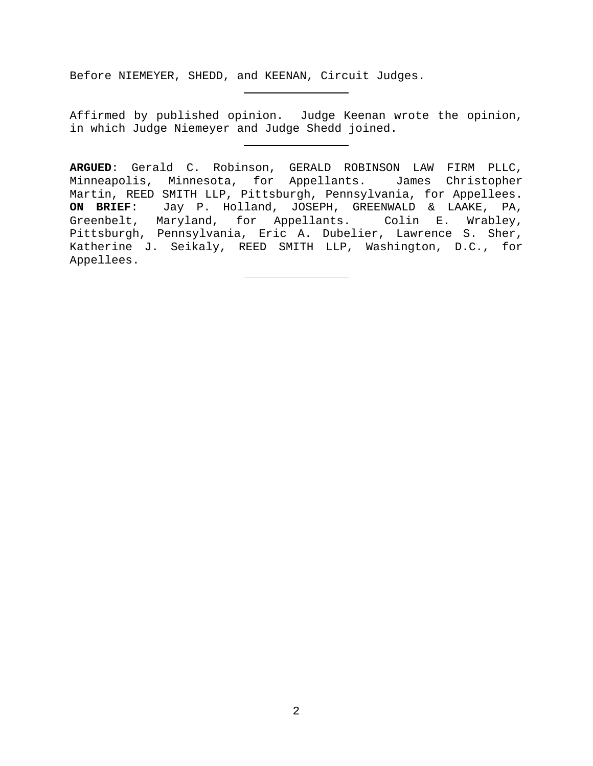Before NIEMEYER, SHEDD, and KEENAN, Circuit Judges.

---

Affirmed by published opinion. Judge Keenan wrote the opinion, in which Judge Niemeyer and Judge Shedd joined.

---

**ARGUED**: Gerald C. Robinson, GERALD ROBINSON LAW FIRM PLLC, Minneapolis, Minnesota, for Appellants. James Christopher Martin, REED SMITH LLP, Pittsburgh, Pennsylvania, for Appellees. **ON BRIEF**: Jay P. Holland, JOSEPH, GREENWALD & LAAKE, PA, Greenbelt, Maryland, for Appellants. Colin E. Wrabley, Pittsburgh, Pennsylvania, Eric A. Dubelier, Lawrence S. Sher, Katherine J. Seikaly, REED SMITH LLP, Washington, D.C., for Appellees.

---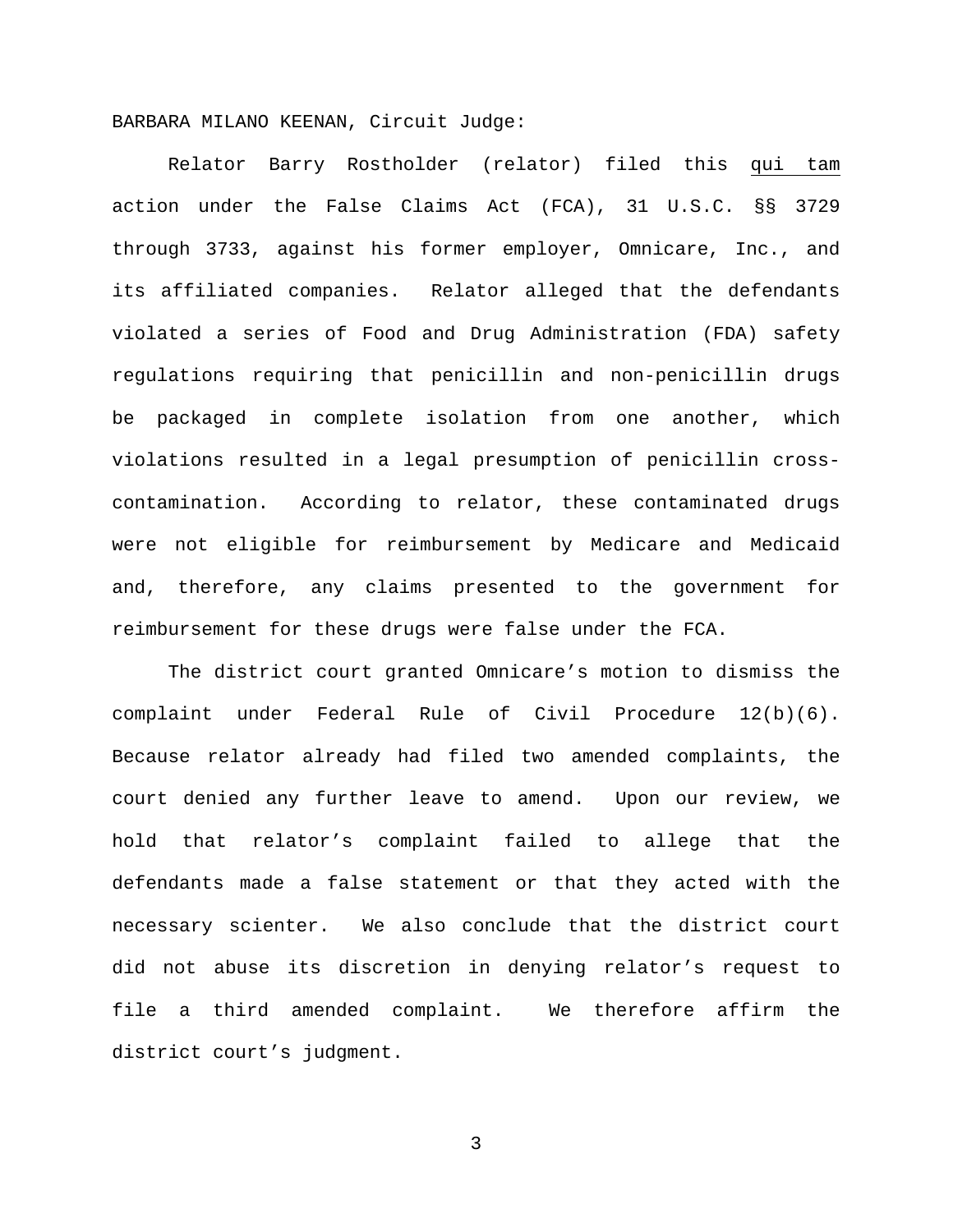BARBARA MILANO KEENAN, Circuit Judge:

Relator Barry Rostholder (relator) filed this qui tam action under the False Claims Act (FCA), 31 U.S.C. §§ 3729 through 3733, against his former employer, Omnicare, Inc., and its affiliated companies. Relator alleged that the defendants violated a series of Food and Drug Administration (FDA) safety regulations requiring that penicillin and non-penicillin drugs be packaged in complete isolation from one another, which violations resulted in a legal presumption of penicillin cross-contamination. According to relator, these contaminated drugs were not eligible for reimbursement by Medicare and Medicaid and, therefore, any claims presented to the government for reimbursement for these drugs were false under the FCA.

The district court granted Omnicare's motion to dismiss the complaint under Federal Rule of Civil Procedure 12(b)(6). Because relator already had filed two amended complaints, the court denied any further leave to amend. Upon our review, we hold that relator's complaint failed to allege that the defendants made a false statement or that they acted with the necessary scienter. We also conclude that the district court did not abuse its discretion in denying relator's request to file a third amended complaint. We therefore affirm the district court's judgment.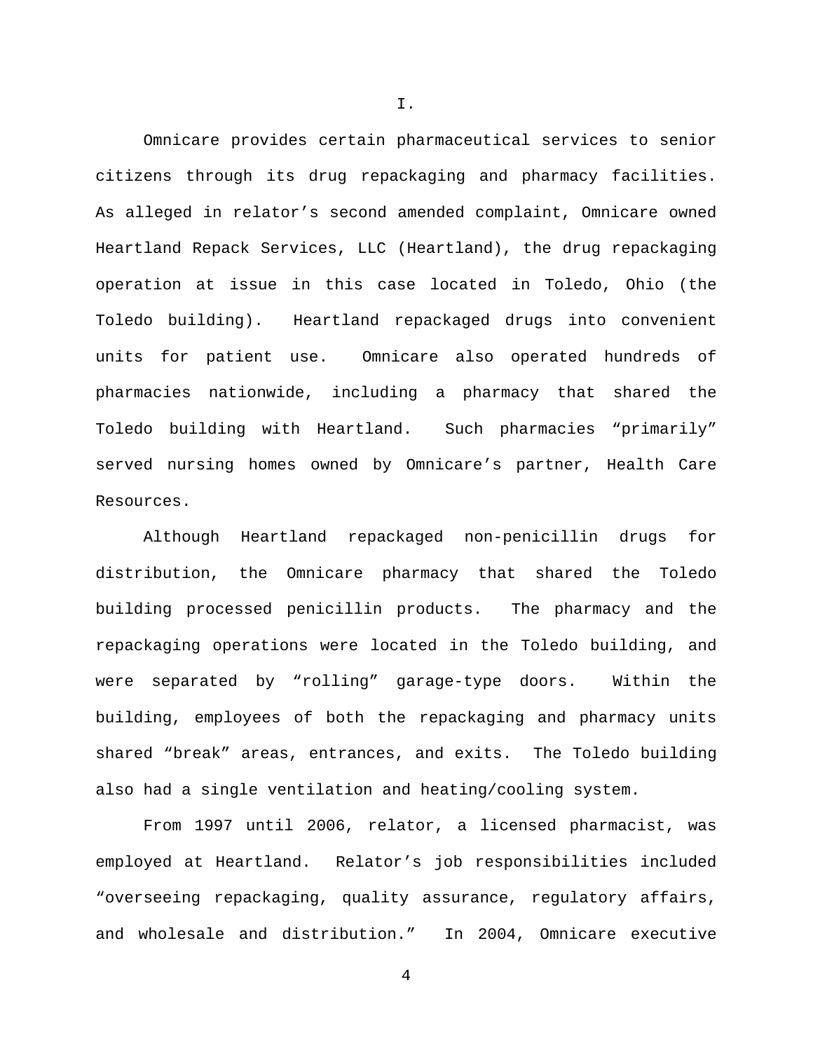# I.

Omnicare provides certain pharmaceutical services to senior citizens through its drug repackaging and pharmacy facilities. As alleged in relator's second amended complaint, Omnicare owned Heartland Repack Services, LLC (Heartland), the drug repackaging operation at issue in this case located in Toledo, Ohio (the Toledo building). Heartland repackaged drugs into convenient units for patient use. Omnicare also operated hundreds of pharmacies nationwide, including a pharmacy that shared the Toledo building with Heartland. Such pharmacies "primarily" served nursing homes owned by Omnicare's partner, Health Care Resources.

Although Heartland repackaged non-penicillin drugs for distribution, the Omnicare pharmacy that shared the Toledo building processed penicillin products. The pharmacy and the repackaging operations were located in the Toledo building, and were separated by "rolling" garage-type doors. Within the building, employees of both the repackaging and pharmacy units shared "break" areas, entrances, and exits. The Toledo building also had a single ventilation and heating/cooling system.

From 1997 until 2006, relator, a licensed pharmacist, was employed at Heartland. Relator's job responsibilities included "overseeing repackaging, quality assurance, regulatory affairs, and wholesale and distribution." In 2004, Omnicare executive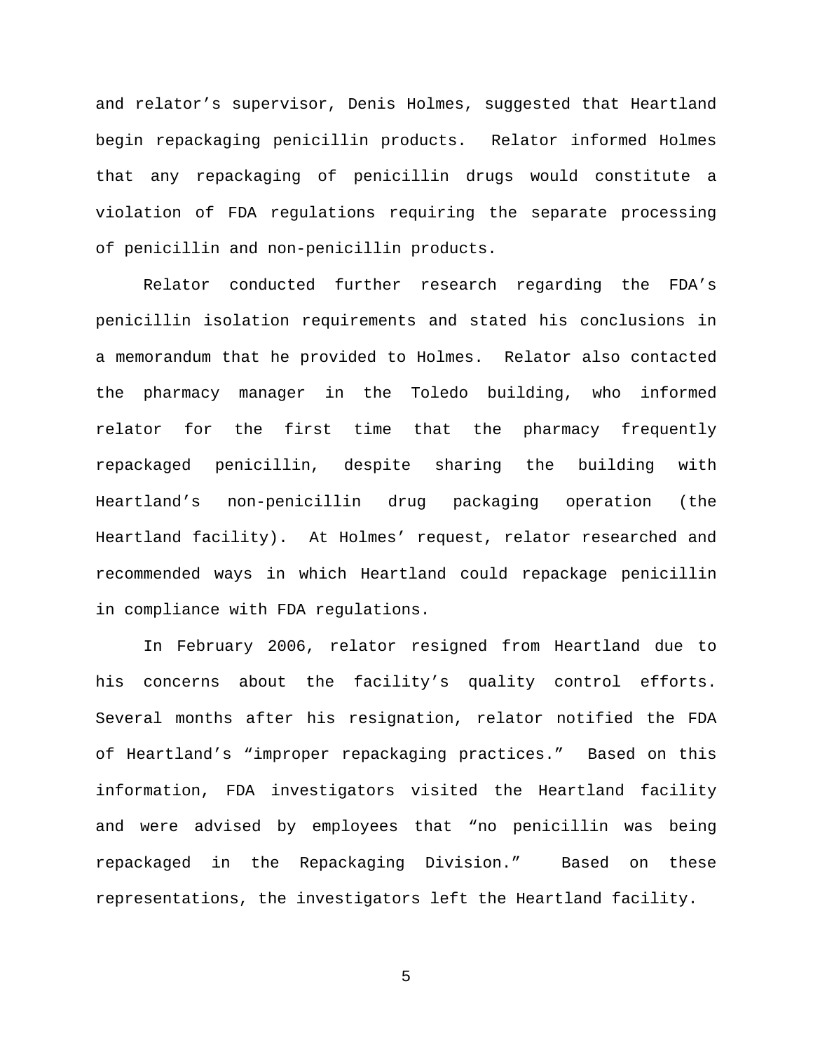and relator's supervisor, Denis Holmes, suggested that Heartland begin repackaging penicillin products. Relator informed Holmes that any repackaging of penicillin drugs would constitute a violation of FDA regulations requiring the separate processing of penicillin and non-penicillin products.

Relator conducted further research regarding the FDA's penicillin isolation requirements and stated his conclusions in a memorandum that he provided to Holmes. Relator also contacted the pharmacy manager in the Toledo building, who informed relator for the first time that the pharmacy frequently repackaged penicillin, despite sharing the building with Heartland's non-penicillin drug packaging operation (the Heartland facility). At Holmes' request, relator researched and recommended ways in which Heartland could repackage penicillin in compliance with FDA regulations.

In February 2006, relator resigned from Heartland due to his concerns about the facility's quality control efforts. Several months after his resignation, relator notified the FDA of Heartland's "improper repackaging practices." Based on this information, FDA investigators visited the Heartland facility and were advised by employees that "no penicillin was being repackaged in the Repackaging Division." Based on these representations, the investigators left the Heartland facility.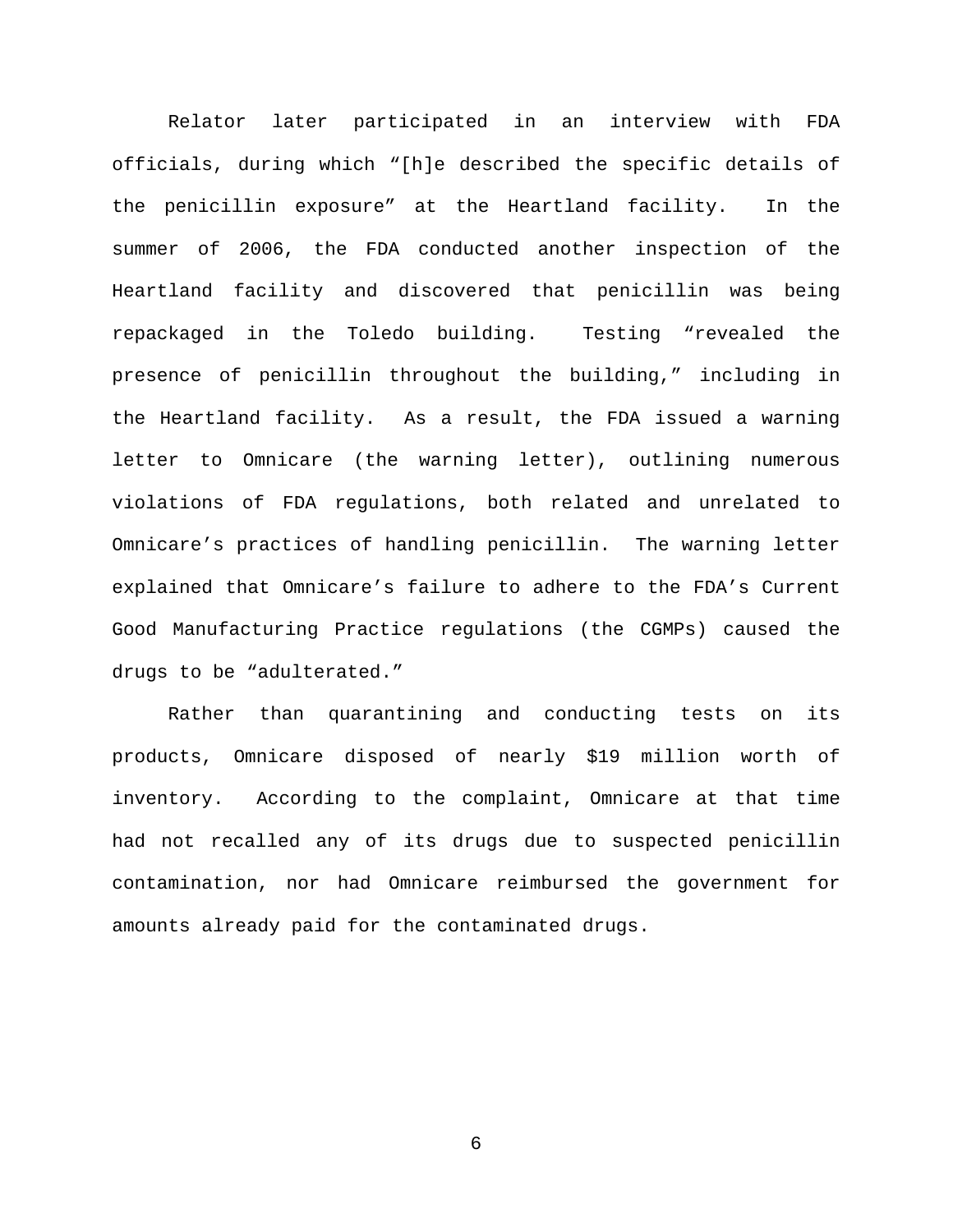Relator later participated in an interview with FDA officials, during which "[h]e described the specific details of the penicillin exposure" at the Heartland facility. In the summer of 2006, the FDA conducted another inspection of the Heartland facility and discovered that penicillin was being repackaged in the Toledo building. Testing "revealed the presence of penicillin throughout the building," including in the Heartland facility. As a result, the FDA issued a warning letter to Omnicare (the warning letter), outlining numerous violations of FDA regulations, both related and unrelated to Omnicare's practices of handling penicillin. The warning letter explained that Omnicare's failure to adhere to the FDA's Current Good Manufacturing Practice regulations (the CGMPs) caused the drugs to be "adulterated."

Rather than quarantining and conducting tests on its products, Omnicare disposed of nearly $19 million worth of inventory. According to the complaint, Omnicare at that time had not recalled any of its drugs due to suspected penicillin contamination, nor had Omnicare reimbursed the government for amounts already paid for the contaminated drugs.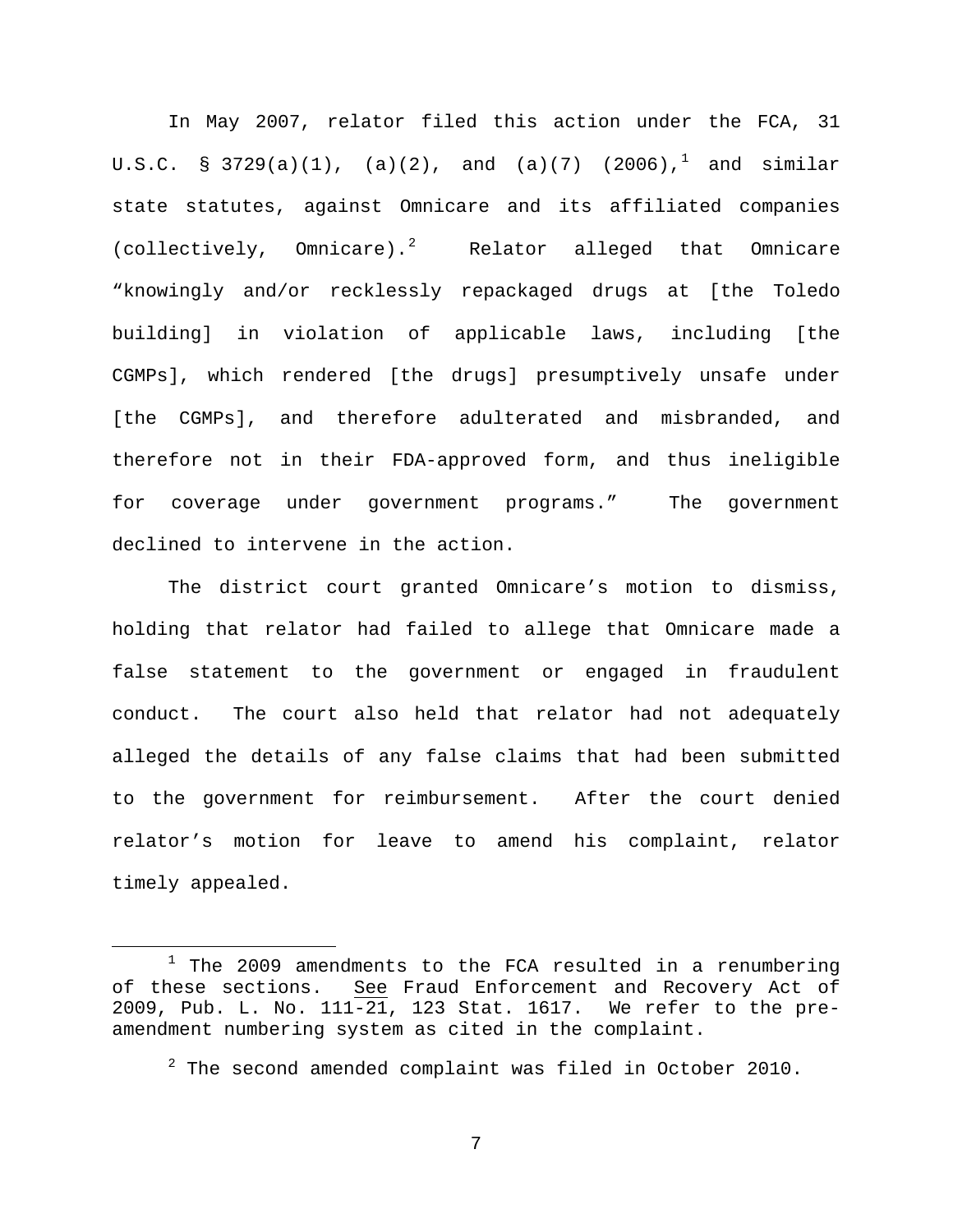In May 2007, relator filed this action under the FCA, 31 U.S.C. § 3729(a)(1), (a)(2), and (a)(7) (2006),[1] and similar state statutes, against Omnicare and its affiliated companies (collectively, Omnicare).[2] Relator alleged that Omnicare "knowingly and/or recklessly repackaged drugs at [the Toledo building] in violation of applicable laws, including [the CGMPs], which rendered [the drugs] presumptively unsafe under [the CGMPs], and therefore adulterated and misbranded, and therefore not in their FDA-approved form, and thus ineligible for coverage under government programs." The government declined to intervene in the action.

The district court granted Omnicare's motion to dismiss, holding that relator had failed to allege that Omnicare made a false statement to the government or engaged in fraudulent conduct. The court also held that relator had not adequately alleged the details of any false claims that had been submitted to the government for reimbursement. After the court denied relator's motion for leave to amend his complaint, relator timely appealed.

---

[1] The 2009 amendments to the FCA resulted in a renumbering of these sections. See Fraud Enforcement and Recovery Act of 2009, Pub. L. No. 111-21, 123 Stat. 1617. We refer to the pre-amendment numbering system as cited in the complaint.

[2] The second amended complaint was filed in October 2010.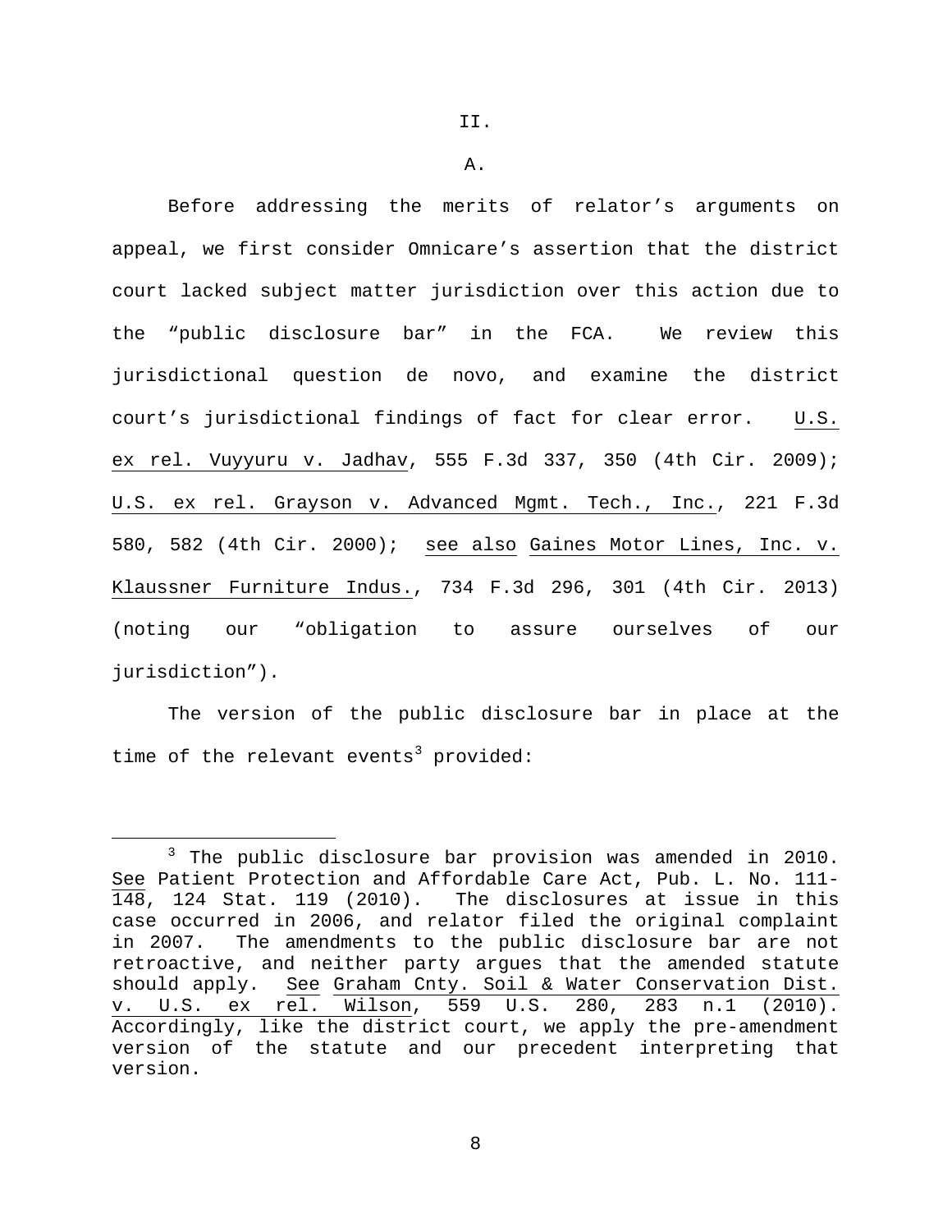II.

A.

Before addressing the merits of relator's arguments on appeal, we first consider Omnicare's assertion that the district court lacked subject matter jurisdiction over this action due to the "public disclosure bar" in the FCA. We review this jurisdictional question de novo, and examine the district court's jurisdictional findings of fact for clear error. U.S. ex rel. Vuyyuru v. Jadhav, 555 F.3d 337, 350 (4th Cir. 2009); U.S. ex rel. Grayson v. Advanced Mgmt. Tech., Inc., 221 F.3d 580, 582 (4th Cir. 2000); see also Gaines Motor Lines, Inc. v. Klaussner Furniture Indus., 734 F.3d 296, 301 (4th Cir. 2013) (noting our "obligation to assure ourselves of our jurisdiction").

The version of the public disclosure bar in place at the time of the relevant events[3] provided:

[3] The public disclosure bar provision was amended in 2010. See Patient Protection and Affordable Care Act, Pub. L. No. 111-148, 124 Stat. 119 (2010). The disclosures at issue in this case occurred in 2006, and relator filed the original complaint in 2007. The amendments to the public disclosure bar are not retroactive, and neither party argues that the amended statute should apply. See Graham Cnty. Soil & Water Conservation Dist. v. U.S. ex rel. Wilson, 559 U.S. 280, 283 n.1 (2010). Accordingly, like the district court, we apply the pre-amendment version of the statute and our precedent interpreting that version.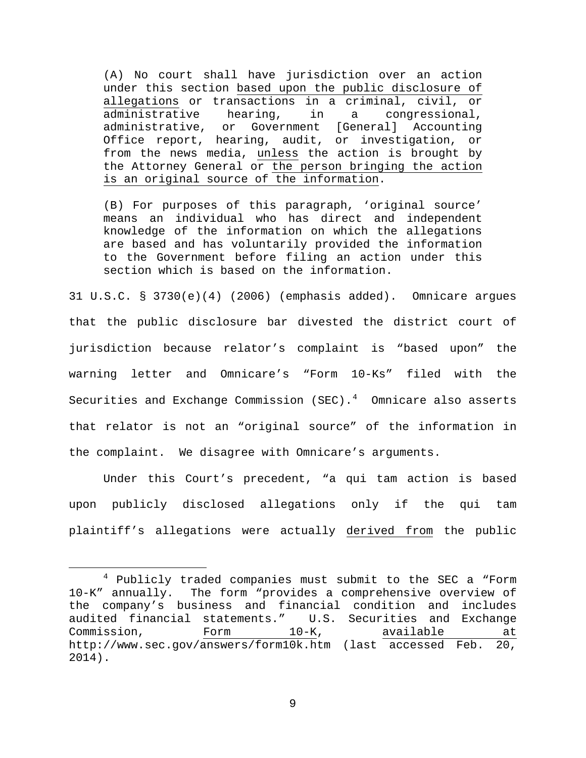> (A) No court shall have jurisdiction over an action under this section based upon the public disclosure of allegations or transactions in a criminal, civil, or administrative hearing, in a congressional, administrative, or Government [General] Accounting Office report, hearing, audit, or investigation, or from the news media, unless the action is brought by the Attorney General or the person bringing the action is an original source of the information.
>
> (B) For purposes of this paragraph, 'original source' means an individual who has direct and independent knowledge of the information on which the allegations are based and has voluntarily provided the information to the Government before filing an action under this section which is based on the information.

31 U.S.C. § 3730(e)(4) (2006) (emphasis added). Omnicare argues that the public disclosure bar divested the district court of jurisdiction because relator's complaint is "based upon" the warning letter and Omnicare's "Form 10-Ks" filed with the Securities and Exchange Commission (SEC).[4] Omnicare also asserts that relator is not an "original source" of the information in the complaint. We disagree with Omnicare's arguments.

Under this Court's precedent, "a qui tam action is based upon publicly disclosed allegations only if the qui tam plaintiff's allegations were actually derived from the public

---

[4] Publicly traded companies must submit to the SEC a "Form 10-K" annually. The form "provides a comprehensive overview of the company's business and financial condition and includes audited financial statements." U.S. Securities and Exchange Commission, Form 10-K, available at http://www.sec.gov/answers/form10k.htm (last accessed Feb. 20, 2014).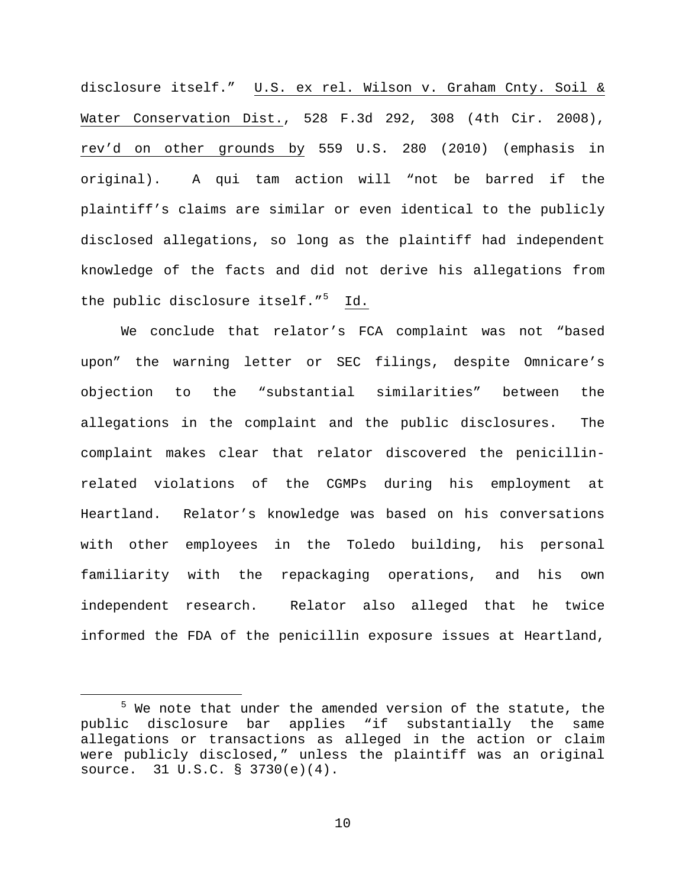disclosure itself." U.S. ex rel. Wilson v. Graham Cnty. Soil & Water Conservation Dist., 528 F.3d 292, 308 (4th Cir. 2008), rev'd on other grounds by 559 U.S. 280 (2010) (emphasis in original). A qui tam action will "not be barred if the plaintiff's claims are similar or even identical to the publicly disclosed allegations, so long as the plaintiff had independent knowledge of the facts and did not derive his allegations from the public disclosure itself."[5] Id.

We conclude that relator's FCA complaint was not "based upon" the warning letter or SEC filings, despite Omnicare's objection to the "substantial similarities" between the allegations in the complaint and the public disclosures. The complaint makes clear that relator discovered the penicillin-related violations of the CGMPs during his employment at Heartland. Relator's knowledge was based on his conversations with other employees in the Toledo building, his personal familiarity with the repackaging operations, and his own independent research. Relator also alleged that he twice informed the FDA of the penicillin exposure issues at Heartland,

---

[5] We note that under the amended version of the statute, the public disclosure bar applies "if substantially the same allegations or transactions as alleged in the action or claim were publicly disclosed," unless the plaintiff was an original source. 31 U.S.C. § 3730(e)(4).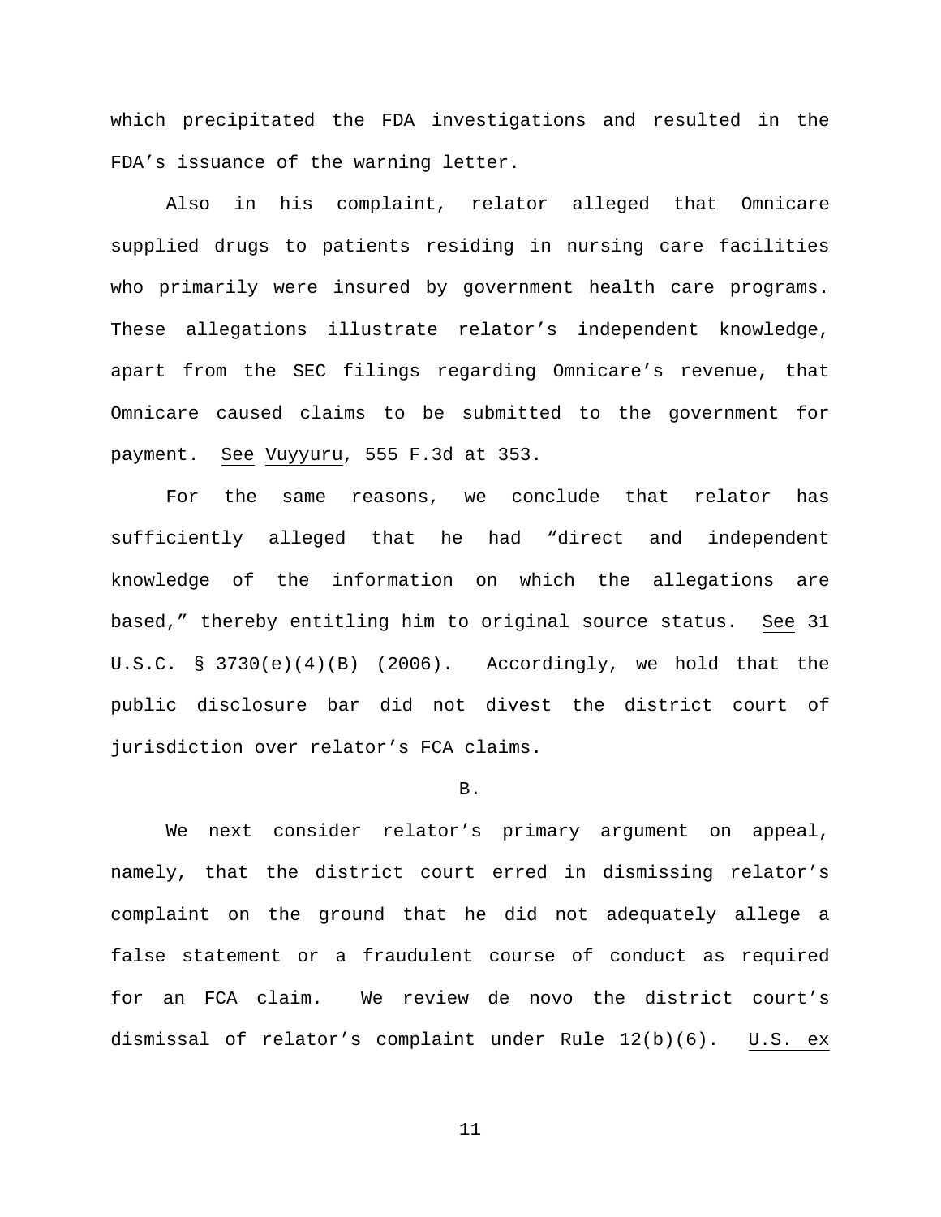which precipitated the FDA investigations and resulted in the FDA's issuance of the warning letter.

Also in his complaint, relator alleged that Omnicare supplied drugs to patients residing in nursing care facilities who primarily were insured by government health care programs. These allegations illustrate relator's independent knowledge, apart from the SEC filings regarding Omnicare's revenue, that Omnicare caused claims to be submitted to the government for payment. See Vuyyuru, 555 F.3d at 353.

For the same reasons, we conclude that relator has sufficiently alleged that he had "direct and independent knowledge of the information on which the allegations are based," thereby entitling him to original source status. See 31 U.S.C. § 3730(e)(4)(B) (2006). Accordingly, we hold that the public disclosure bar did not divest the district court of jurisdiction over relator's FCA claims.

B.

We next consider relator's primary argument on appeal, namely, that the district court erred in dismissing relator's complaint on the ground that he did not adequately allege a false statement or a fraudulent course of conduct as required for an FCA claim. We review de novo the district court's dismissal of relator's complaint under Rule 12(b)(6). U.S. ex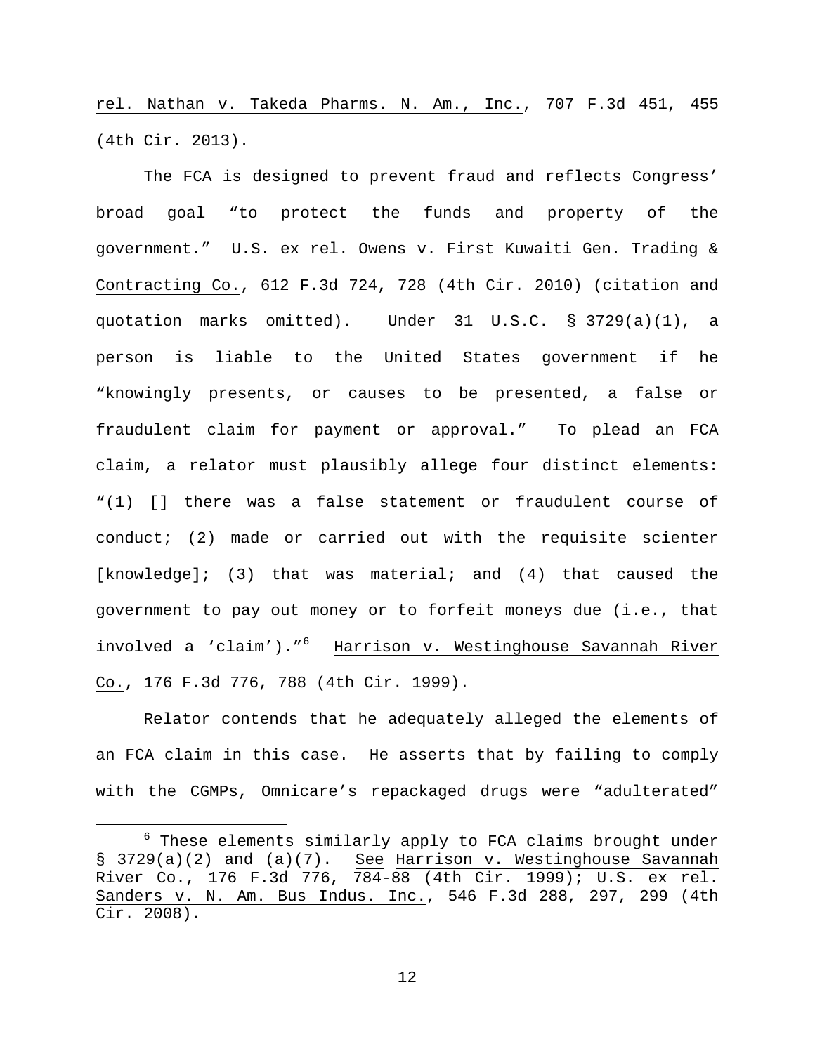rel. Nathan v. Takeda Pharms. N. Am., Inc., 707 F.3d 451, 455 (4th Cir. 2013).

The FCA is designed to prevent fraud and reflects Congress' broad goal "to protect the funds and property of the government." U.S. ex rel. Owens v. First Kuwaiti Gen. Trading & Contracting Co., 612 F.3d 724, 728 (4th Cir. 2010) (citation and quotation marks omitted). Under 31 U.S.C. § 3729(a)(1), a person is liable to the United States government if he "knowingly presents, or causes to be presented, a false or fraudulent claim for payment or approval." To plead an FCA claim, a relator must plausibly allege four distinct elements: "(1) [] there was a false statement or fraudulent course of conduct; (2) made or carried out with the requisite scienter [knowledge]; (3) that was material; and (4) that caused the government to pay out money or to forfeit moneys due (i.e., that involved a 'claim')."[6] Harrison v. Westinghouse Savannah River Co., 176 F.3d 776, 788 (4th Cir. 1999).

Relator contends that he adequately alleged the elements of an FCA claim in this case. He asserts that by failing to comply with the CGMPs, Omnicare's repackaged drugs were "adulterated"

---

[6] These elements similarly apply to FCA claims brought under § 3729(a)(2) and (a)(7). See Harrison v. Westinghouse Savannah River Co., 176 F.3d 776, 784-88 (4th Cir. 1999); U.S. ex rel. Sanders v. N. Am. Bus Indus. Inc., 546 F.3d 288, 297, 299 (4th Cir. 2008).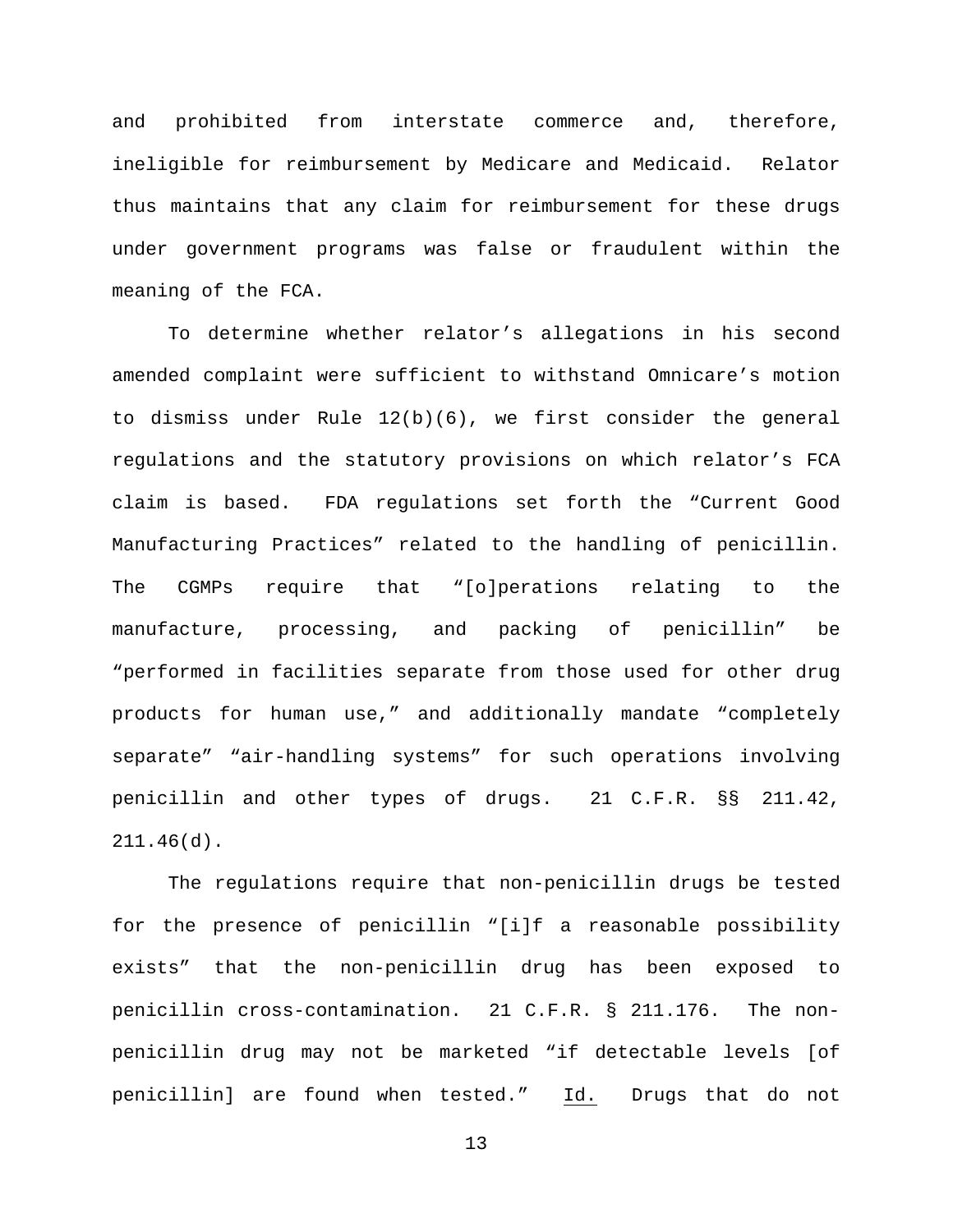and prohibited from interstate commerce and, therefore, ineligible for reimbursement by Medicare and Medicaid. Relator thus maintains that any claim for reimbursement for these drugs under government programs was false or fraudulent within the meaning of the FCA.

To determine whether relator's allegations in his second amended complaint were sufficient to withstand Omnicare's motion to dismiss under Rule 12(b)(6), we first consider the general regulations and the statutory provisions on which relator's FCA claim is based. FDA regulations set forth the "Current Good Manufacturing Practices" related to the handling of penicillin. The CGMPs require that "[o]perations relating to the manufacture, processing, and packing of penicillin" be "performed in facilities separate from those used for other drug products for human use," and additionally mandate "completely separate" "air-handling systems" for such operations involving penicillin and other types of drugs. 21 C.F.R. §§ 211.42, 211.46(d).

The regulations require that non-penicillin drugs be tested for the presence of penicillin "[i]f a reasonable possibility exists" that the non-penicillin drug has been exposed to penicillin cross-contamination. 21 C.F.R. § 211.176. The non-penicillin drug may not be marketed "if detectable levels [of penicillin] are found when tested." Id. Drugs that do not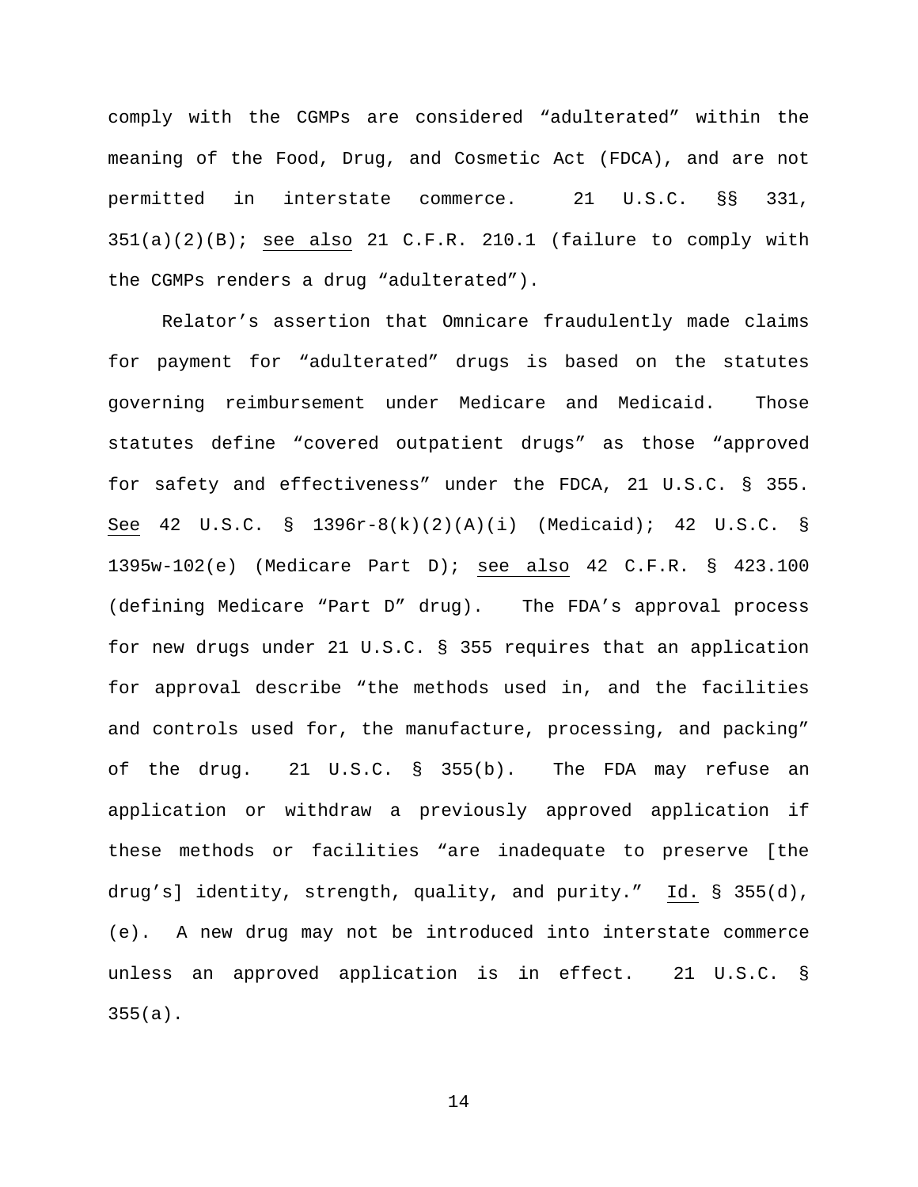comply with the CGMPs are considered "adulterated" within the meaning of the Food, Drug, and Cosmetic Act (FDCA), and are not permitted in interstate commerce. 21 U.S.C. §§ 331, 351(a)(2)(B); see also 21 C.F.R. 210.1 (failure to comply with the CGMPs renders a drug "adulterated").

Relator's assertion that Omnicare fraudulently made claims for payment for "adulterated" drugs is based on the statutes governing reimbursement under Medicare and Medicaid. Those statutes define "covered outpatient drugs" as those "approved for safety and effectiveness" under the FDCA, 21 U.S.C. § 355. See 42 U.S.C. § 1396r-8(k)(2)(A)(i) (Medicaid); 42 U.S.C. § 1395w-102(e) (Medicare Part D); see also 42 C.F.R. § 423.100 (defining Medicare "Part D" drug). The FDA's approval process for new drugs under 21 U.S.C. § 355 requires that an application for approval describe "the methods used in, and the facilities and controls used for, the manufacture, processing, and packing" of the drug. 21 U.S.C. § 355(b). The FDA may refuse an application or withdraw a previously approved application if these methods or facilities "are inadequate to preserve [the drug's] identity, strength, quality, and purity." Id. § 355(d), (e). A new drug may not be introduced into interstate commerce unless an approved application is in effect. 21 U.S.C. § 355(a).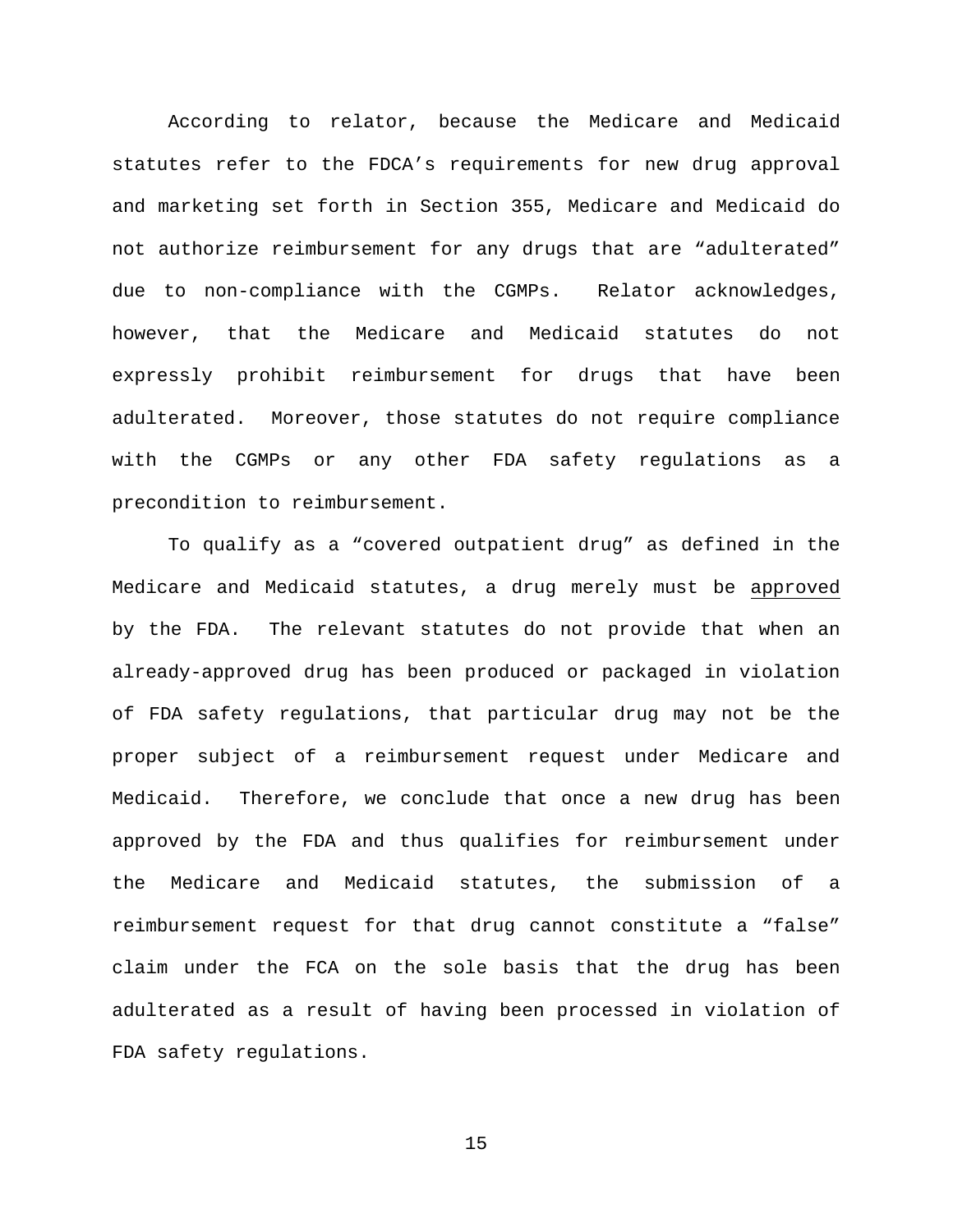According to relator, because the Medicare and Medicaid statutes refer to the FDCA's requirements for new drug approval and marketing set forth in Section 355, Medicare and Medicaid do not authorize reimbursement for any drugs that are "adulterated" due to non-compliance with the CGMPs. Relator acknowledges, however, that the Medicare and Medicaid statutes do not expressly prohibit reimbursement for drugs that have been adulterated. Moreover, those statutes do not require compliance with the CGMPs or any other FDA safety regulations as a precondition to reimbursement.

To qualify as a "covered outpatient drug" as defined in the Medicare and Medicaid statutes, a drug merely must be <u>approved</u> by the FDA. The relevant statutes do not provide that when an already-approved drug has been produced or packaged in violation of FDA safety regulations, that particular drug may not be the proper subject of a reimbursement request under Medicare and Medicaid. Therefore, we conclude that once a new drug has been approved by the FDA and thus qualifies for reimbursement under the Medicare and Medicaid statutes, the submission of a reimbursement request for that drug cannot constitute a "false" claim under the FCA on the sole basis that the drug has been adulterated as a result of having been processed in violation of FDA safety regulations.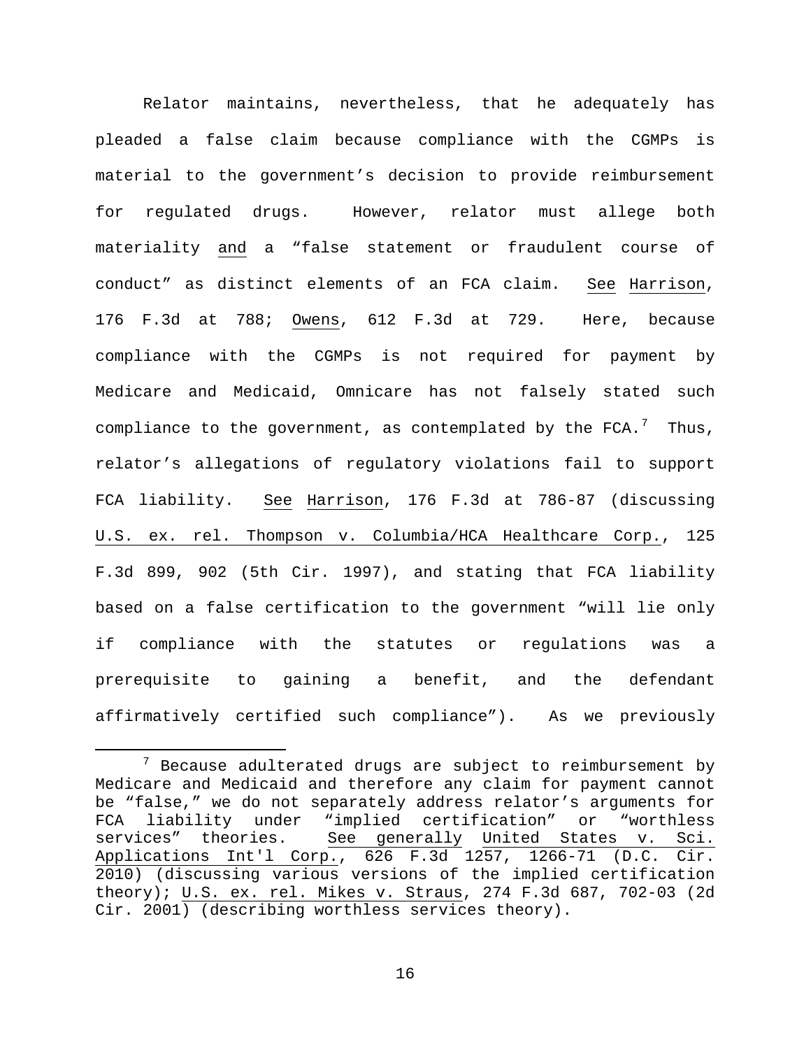Relator maintains, nevertheless, that he adequately has pleaded a false claim because compliance with the CGMPs is material to the government's decision to provide reimbursement for regulated drugs. However, relator must allege both materiality and a "false statement or fraudulent course of conduct" as distinct elements of an FCA claim. See Harrison, 176 F.3d at 788; Owens, 612 F.3d at 729. Here, because compliance with the CGMPs is not required for payment by Medicare and Medicaid, Omnicare has not falsely stated such compliance to the government, as contemplated by the FCA.[7] Thus, relator's allegations of regulatory violations fail to support FCA liability. See Harrison, 176 F.3d at 786-87 (discussing U.S. ex. rel. Thompson v. Columbia/HCA Healthcare Corp., 125 F.3d 899, 902 (5th Cir. 1997), and stating that FCA liability based on a false certification to the government "will lie only if compliance with the statutes or regulations was a prerequisite to gaining a benefit, and the defendant affirmatively certified such compliance"). As we previously

---

[7] Because adulterated drugs are subject to reimbursement by Medicare and Medicaid and therefore any claim for payment cannot be "false," we do not separately address relator's arguments for FCA liability under "implied certification" or "worthless services" theories. See generally United States v. Sci. Applications Int'l Corp., 626 F.3d 1257, 1266-71 (D.C. Cir. 2010) (discussing various versions of the implied certification theory); U.S. ex. rel. Mikes v. Straus, 274 F.3d 687, 702-03 (2d Cir. 2001) (describing worthless services theory).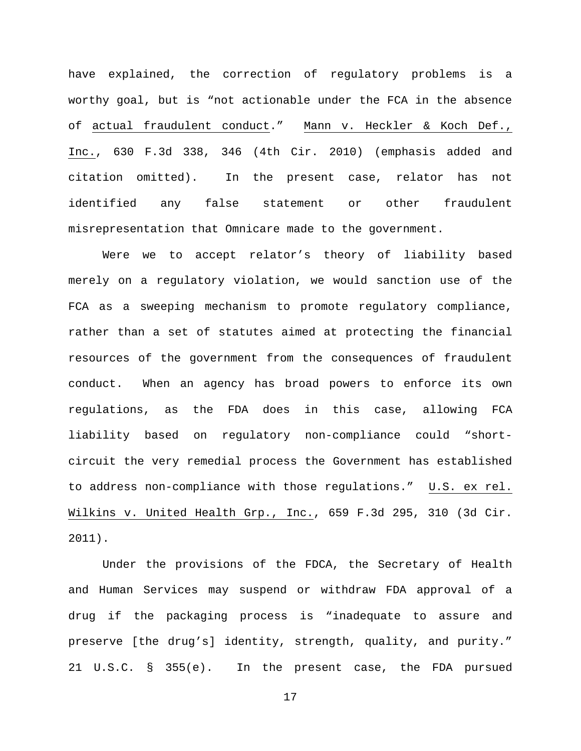have explained, the correction of regulatory problems is a worthy goal, but is "not actionable under the FCA in the absence of actual fraudulent conduct." Mann v. Heckler & Koch Def., Inc., 630 F.3d 338, 346 (4th Cir. 2010) (emphasis added and citation omitted). In the present case, relator has not identified any false statement or other fraudulent misrepresentation that Omnicare made to the government.

Were we to accept relator's theory of liability based merely on a regulatory violation, we would sanction use of the FCA as a sweeping mechanism to promote regulatory compliance, rather than a set of statutes aimed at protecting the financial resources of the government from the consequences of fraudulent conduct. When an agency has broad powers to enforce its own regulations, as the FDA does in this case, allowing FCA liability based on regulatory non-compliance could "short-circuit the very remedial process the Government has established to address non-compliance with those regulations." U.S. ex rel. Wilkins v. United Health Grp., Inc., 659 F.3d 295, 310 (3d Cir. 2011).

Under the provisions of the FDCA, the Secretary of Health and Human Services may suspend or withdraw FDA approval of a drug if the packaging process is "inadequate to assure and preserve [the drug's] identity, strength, quality, and purity." 21 U.S.C. § 355(e). In the present case, the FDA pursued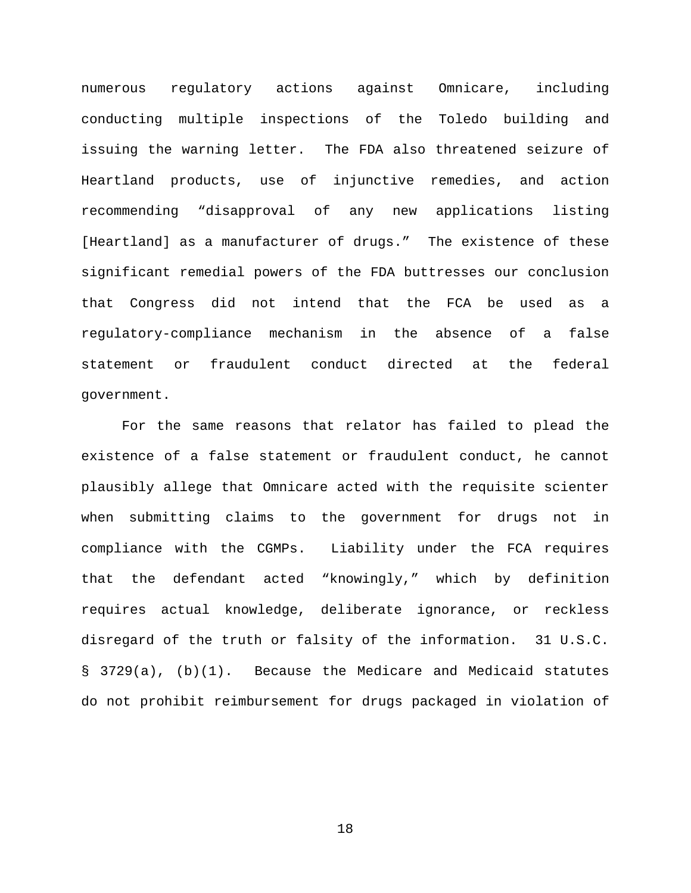numerous regulatory actions against Omnicare, including conducting multiple inspections of the Toledo building and issuing the warning letter. The FDA also threatened seizure of Heartland products, use of injunctive remedies, and action recommending "disapproval of any new applications listing [Heartland] as a manufacturer of drugs." The existence of these significant remedial powers of the FDA buttresses our conclusion that Congress did not intend that the FCA be used as a regulatory-compliance mechanism in the absence of a false statement or fraudulent conduct directed at the federal government.

For the same reasons that relator has failed to plead the existence of a false statement or fraudulent conduct, he cannot plausibly allege that Omnicare acted with the requisite scienter when submitting claims to the government for drugs not in compliance with the CGMPs. Liability under the FCA requires that the defendant acted "knowingly," which by definition requires actual knowledge, deliberate ignorance, or reckless disregard of the truth or falsity of the information. 31 U.S.C. § 3729(a), (b)(1). Because the Medicare and Medicaid statutes do not prohibit reimbursement for drugs packaged in violation of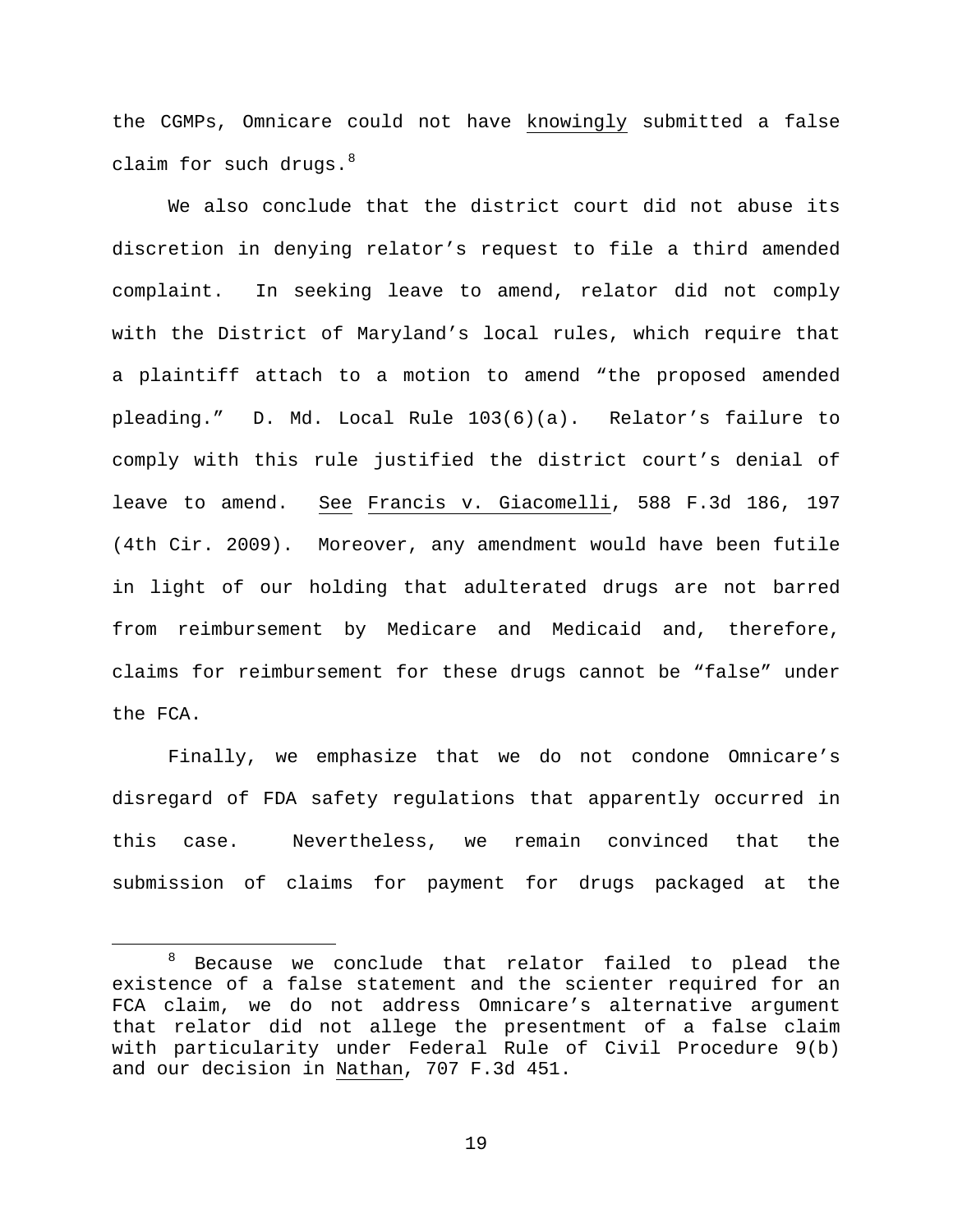the CGMPs, Omnicare could not have knowingly submitted a false claim for such drugs.[8]

We also conclude that the district court did not abuse its discretion in denying relator's request to file a third amended complaint. In seeking leave to amend, relator did not comply with the District of Maryland's local rules, which require that a plaintiff attach to a motion to amend "the proposed amended pleading." D. Md. Local Rule 103(6)(a). Relator's failure to comply with this rule justified the district court's denial of leave to amend. See Francis v. Giacomelli, 588 F.3d 186, 197 (4th Cir. 2009). Moreover, any amendment would have been futile in light of our holding that adulterated drugs are not barred from reimbursement by Medicare and Medicaid and, therefore, claims for reimbursement for these drugs cannot be "false" under the FCA.

Finally, we emphasize that we do not condone Omnicare's disregard of FDA safety regulations that apparently occurred in this case. Nevertheless, we remain convinced that the submission of claims for payment for drugs packaged at the

[8] Because we conclude that relator failed to plead the existence of a false statement and the scienter required for an FCA claim, we do not address Omnicare's alternative argument that relator did not allege the presentment of a false claim with particularity under Federal Rule of Civil Procedure 9(b) and our decision in Nathan, 707 F.3d 451.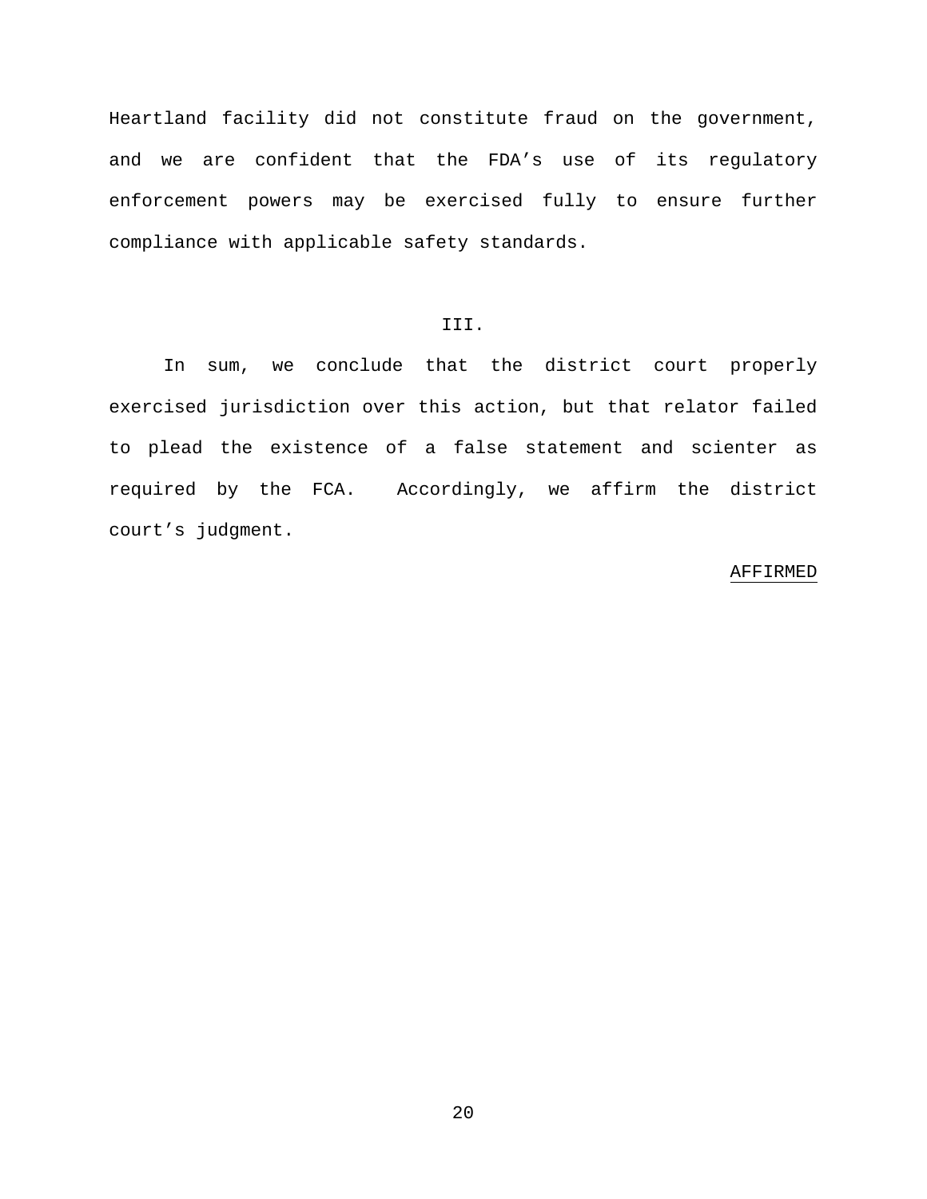Heartland facility did not constitute fraud on the government, and we are confident that the FDA's use of its regulatory enforcement powers may be exercised fully to ensure further compliance with applicable safety standards.

## III.

In sum, we conclude that the district court properly exercised jurisdiction over this action, but that relator failed to plead the existence of a false statement and scienter as required by the FCA. Accordingly, we affirm the district court's judgment.

AFFIRMED